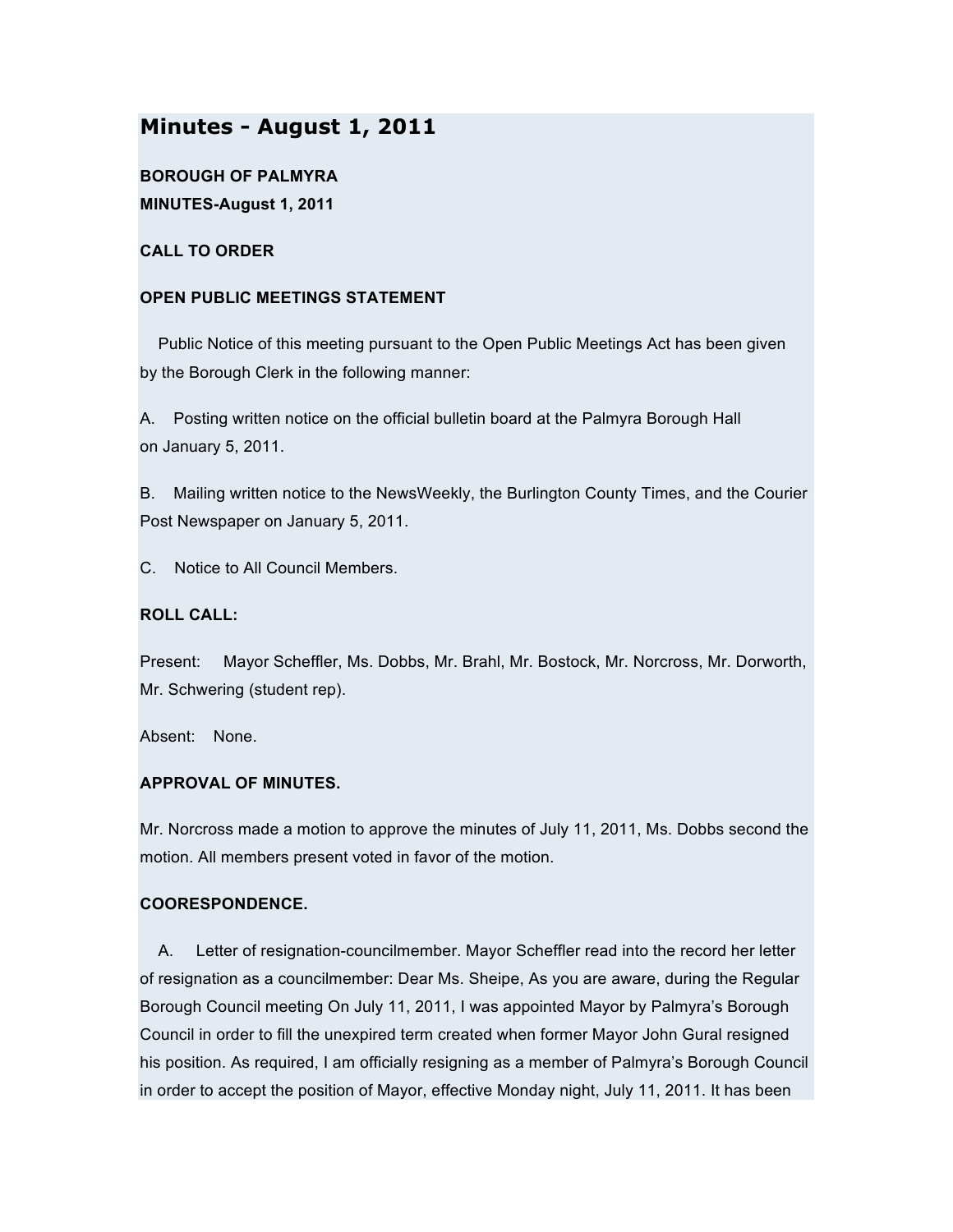# Minutes - August 1, 2011

**BOROUGH OF PALMYRA**
**MINUTES-August 1, 2011**

**CALL TO ORDER**

**OPEN PUBLIC MEETINGS STATEMENT**

Public Notice of this meeting pursuant to the Open Public Meetings Act has been given by the Borough Clerk in the following manner:

A. Posting written notice on the official bulletin board at the Palmyra Borough Hall on January 5, 2011.

B. Mailing written notice to the NewsWeekly, the Burlington County Times, and the Courier Post Newspaper on January 5, 2011.

C. Notice to All Council Members.

**ROLL CALL:**

Present: Mayor Scheffler, Ms. Dobbs, Mr. Brahl, Mr. Bostock, Mr. Norcross, Mr. Dorworth, Mr. Schwering (student rep).

Absent: None.

**APPROVAL OF MINUTES.**

Mr. Norcross made a motion to approve the minutes of July 11, 2011, Ms. Dobbs second the motion. All members present voted in favor of the motion.

**COORESPONDENCE.**

A. Letter of resignation-councilmember. Mayor Scheffler read into the record her letter of resignation as a councilmember: Dear Ms. Sheipe, As you are aware, during the Regular Borough Council meeting On July 11, 2011, I was appointed Mayor by Palmyra's Borough Council in order to fill the unexpired term created when former Mayor John Gural resigned his position. As required, I am officially resigning as a member of Palmyra's Borough Council in order to accept the position of Mayor, effective Monday night, July 11, 2011. It has been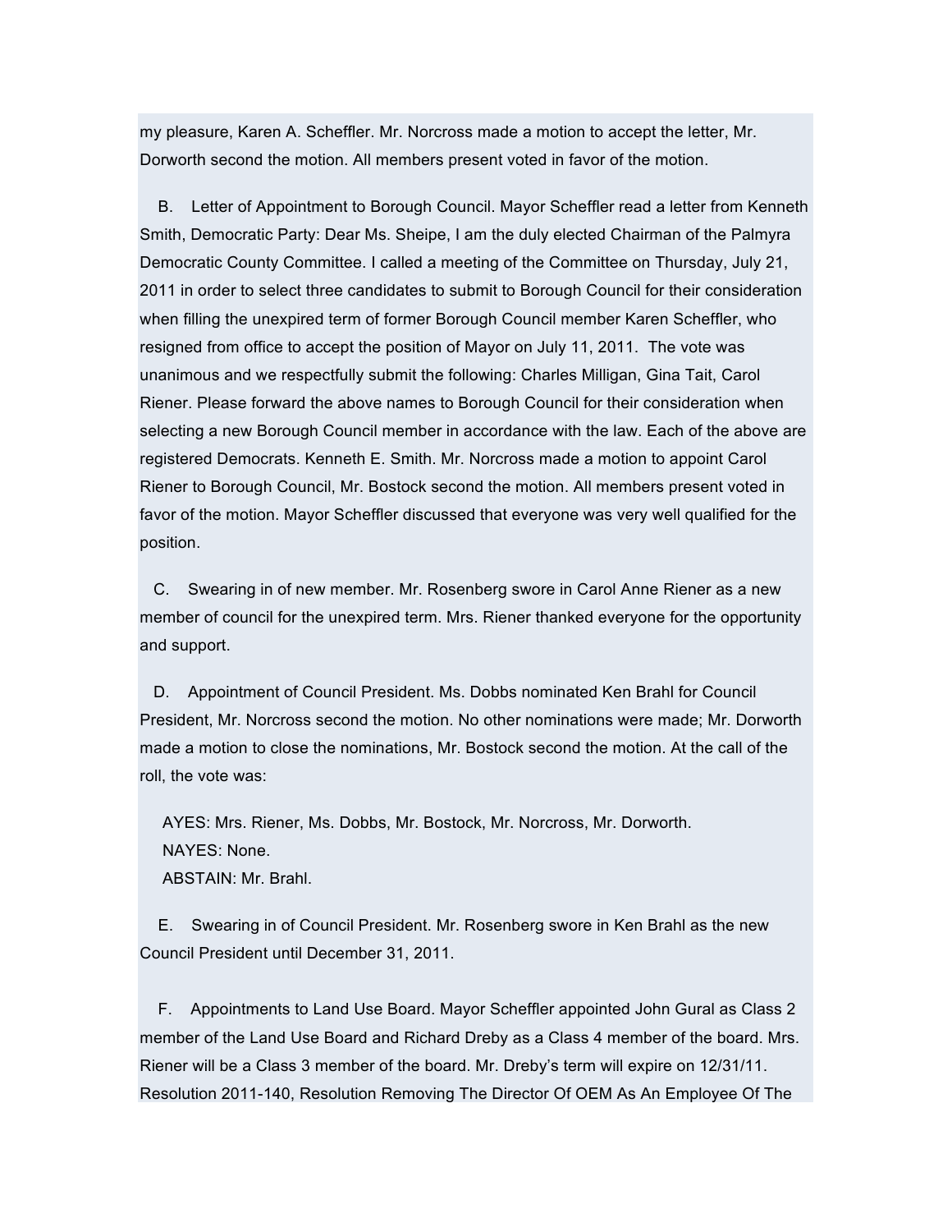my pleasure, Karen A. Scheffler. Mr. Norcross made a motion to accept the letter, Mr. Dorworth second the motion. All members present voted in favor of the motion.

B. Letter of Appointment to Borough Council. Mayor Scheffler read a letter from Kenneth Smith, Democratic Party: Dear Ms. Sheipe, I am the duly elected Chairman of the Palmyra Democratic County Committee. I called a meeting of the Committee on Thursday, July 21, 2011 in order to select three candidates to submit to Borough Council for their consideration when filling the unexpired term of former Borough Council member Karen Scheffler, who resigned from office to accept the position of Mayor on July 11, 2011. The vote was unanimous and we respectfully submit the following: Charles Milligan, Gina Tait, Carol Riener. Please forward the above names to Borough Council for their consideration when selecting a new Borough Council member in accordance with the law. Each of the above are registered Democrats. Kenneth E. Smith. Mr. Norcross made a motion to appoint Carol Riener to Borough Council, Mr. Bostock second the motion. All members present voted in favor of the motion. Mayor Scheffler discussed that everyone was very well qualified for the position.

C. Swearing in of new member. Mr. Rosenberg swore in Carol Anne Riener as a new member of council for the unexpired term. Mrs. Riener thanked everyone for the opportunity and support.

D. Appointment of Council President. Ms. Dobbs nominated Ken Brahl for Council President, Mr. Norcross second the motion. No other nominations were made; Mr. Dorworth made a motion to close the nominations, Mr. Bostock second the motion. At the call of the roll, the vote was:

AYES: Mrs. Riener, Ms. Dobbs, Mr. Bostock, Mr. Norcross, Mr. Dorworth.
NAYES: None.
ABSTAIN: Mr. Brahl.

E. Swearing in of Council President. Mr. Rosenberg swore in Ken Brahl as the new Council President until December 31, 2011.

F. Appointments to Land Use Board. Mayor Scheffler appointed John Gural as Class 2 member of the Land Use Board and Richard Dreby as a Class 4 member of the board. Mrs. Riener will be a Class 3 member of the board. Mr. Dreby's term will expire on 12/31/11. Resolution 2011-140, Resolution Removing The Director Of OEM As An Employee Of The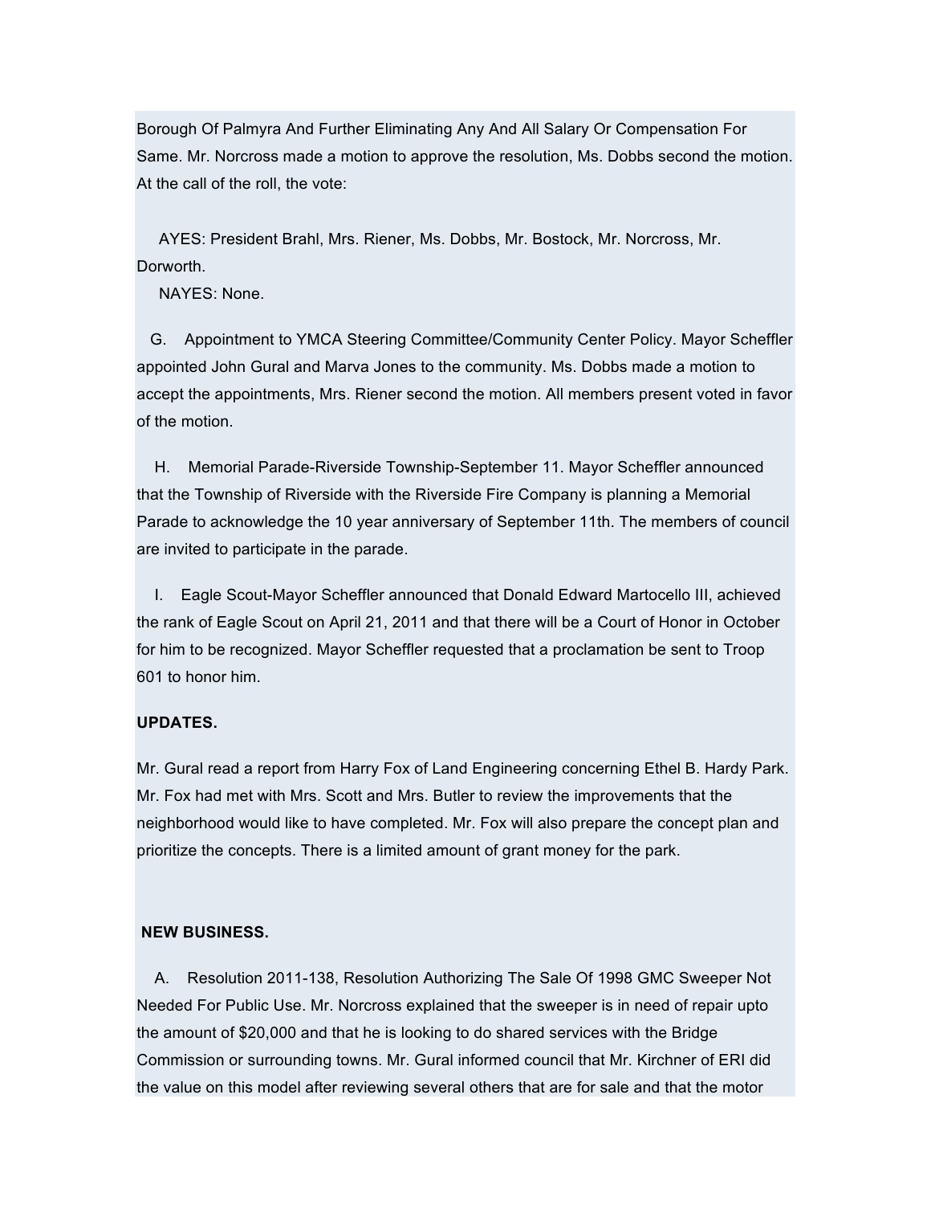Borough Of Palmyra And Further Eliminating Any And All Salary Or Compensation For Same. Mr. Norcross made a motion to approve the resolution, Ms. Dobbs second the motion. At the call of the roll, the vote:

AYES: President Brahl, Mrs. Riener, Ms. Dobbs, Mr. Bostock, Mr. Norcross, Mr. Dorworth.

NAYES: None.

G. Appointment to YMCA Steering Committee/Community Center Policy. Mayor Scheffler appointed John Gural and Marva Jones to the community. Ms. Dobbs made a motion to accept the appointments, Mrs. Riener second the motion. All members present voted in favor of the motion.

H. Memorial Parade-Riverside Township-September 11. Mayor Scheffler announced that the Township of Riverside with the Riverside Fire Company is planning a Memorial Parade to acknowledge the 10 year anniversary of September 11th. The members of council are invited to participate in the parade.

I. Eagle Scout-Mayor Scheffler announced that Donald Edward Martocello III, achieved the rank of Eagle Scout on April 21, 2011 and that there will be a Court of Honor in October for him to be recognized. Mayor Scheffler requested that a proclamation be sent to Troop 601 to honor him.

**UPDATES.**

Mr. Gural read a report from Harry Fox of Land Engineering concerning Ethel B. Hardy Park. Mr. Fox had met with Mrs. Scott and Mrs. Butler to review the improvements that the neighborhood would like to have completed. Mr. Fox will also prepare the concept plan and prioritize the concepts. There is a limited amount of grant money for the park.

**NEW BUSINESS.**

A. Resolution 2011-138, Resolution Authorizing The Sale Of 1998 GMC Sweeper Not Needed For Public Use. Mr. Norcross explained that the sweeper is in need of repair upto the amount of $20,000 and that he is looking to do shared services with the Bridge Commission or surrounding towns. Mr. Gural informed council that Mr. Kirchner of ERI did the value on this model after reviewing several others that are for sale and that the motor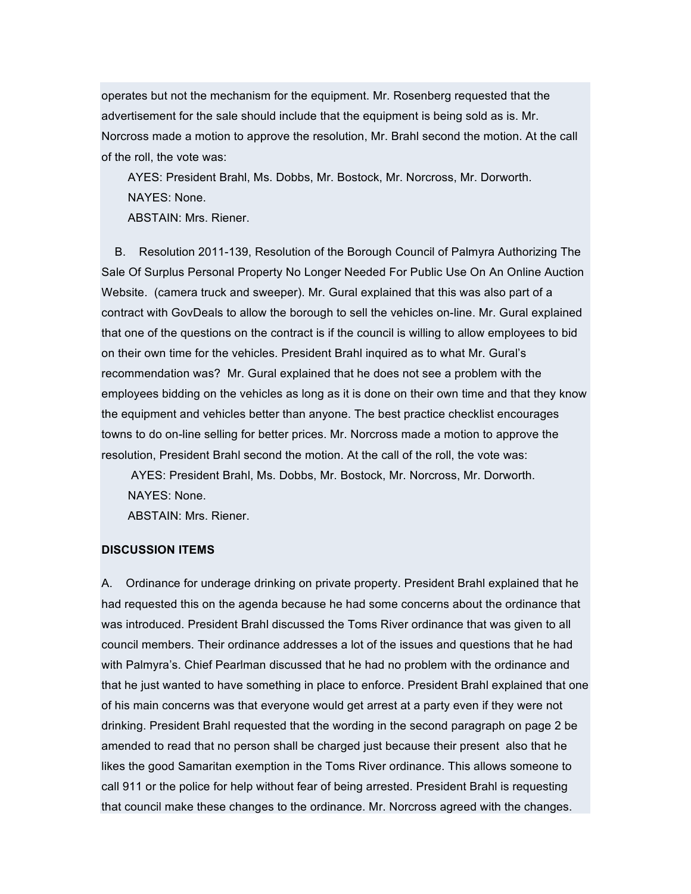operates but not the mechanism for the equipment. Mr. Rosenberg requested that the advertisement for the sale should include that the equipment is being sold as is. Mr. Norcross made a motion to approve the resolution, Mr. Brahl second the motion. At the call of the roll, the vote was:

AYES: President Brahl, Ms. Dobbs, Mr. Bostock, Mr. Norcross, Mr. Dorworth.
NAYES: None.
ABSTAIN: Mrs. Riener.

B. Resolution 2011-139, Resolution of the Borough Council of Palmyra Authorizing The Sale Of Surplus Personal Property No Longer Needed For Public Use On An Online Auction Website. (camera truck and sweeper). Mr. Gural explained that this was also part of a contract with GovDeals to allow the borough to sell the vehicles on-line. Mr. Gural explained that one of the questions on the contract is if the council is willing to allow employees to bid on their own time for the vehicles. President Brahl inquired as to what Mr. Gural's recommendation was? Mr. Gural explained that he does not see a problem with the employees bidding on the vehicles as long as it is done on their own time and that they know the equipment and vehicles better than anyone. The best practice checklist encourages towns to do on-line selling for better prices. Mr. Norcross made a motion to approve the resolution, President Brahl second the motion. At the call of the roll, the vote was:

AYES: President Brahl, Ms. Dobbs, Mr. Bostock, Mr. Norcross, Mr. Dorworth.
NAYES: None.
ABSTAIN: Mrs. Riener.

**DISCUSSION ITEMS**

A. Ordinance for underage drinking on private property. President Brahl explained that he had requested this on the agenda because he had some concerns about the ordinance that was introduced. President Brahl discussed the Toms River ordinance that was given to all council members. Their ordinance addresses a lot of the issues and questions that he had with Palmyra's. Chief Pearlman discussed that he had no problem with the ordinance and that he just wanted to have something in place to enforce. President Brahl explained that one of his main concerns was that everyone would get arrest at a party even if they were not drinking. President Brahl requested that the wording in the second paragraph on page 2 be amended to read that no person shall be charged just because their present also that he likes the good Samaritan exemption in the Toms River ordinance. This allows someone to call 911 or the police for help without fear of being arrested. President Brahl is requesting that council make these changes to the ordinance. Mr. Norcross agreed with the changes.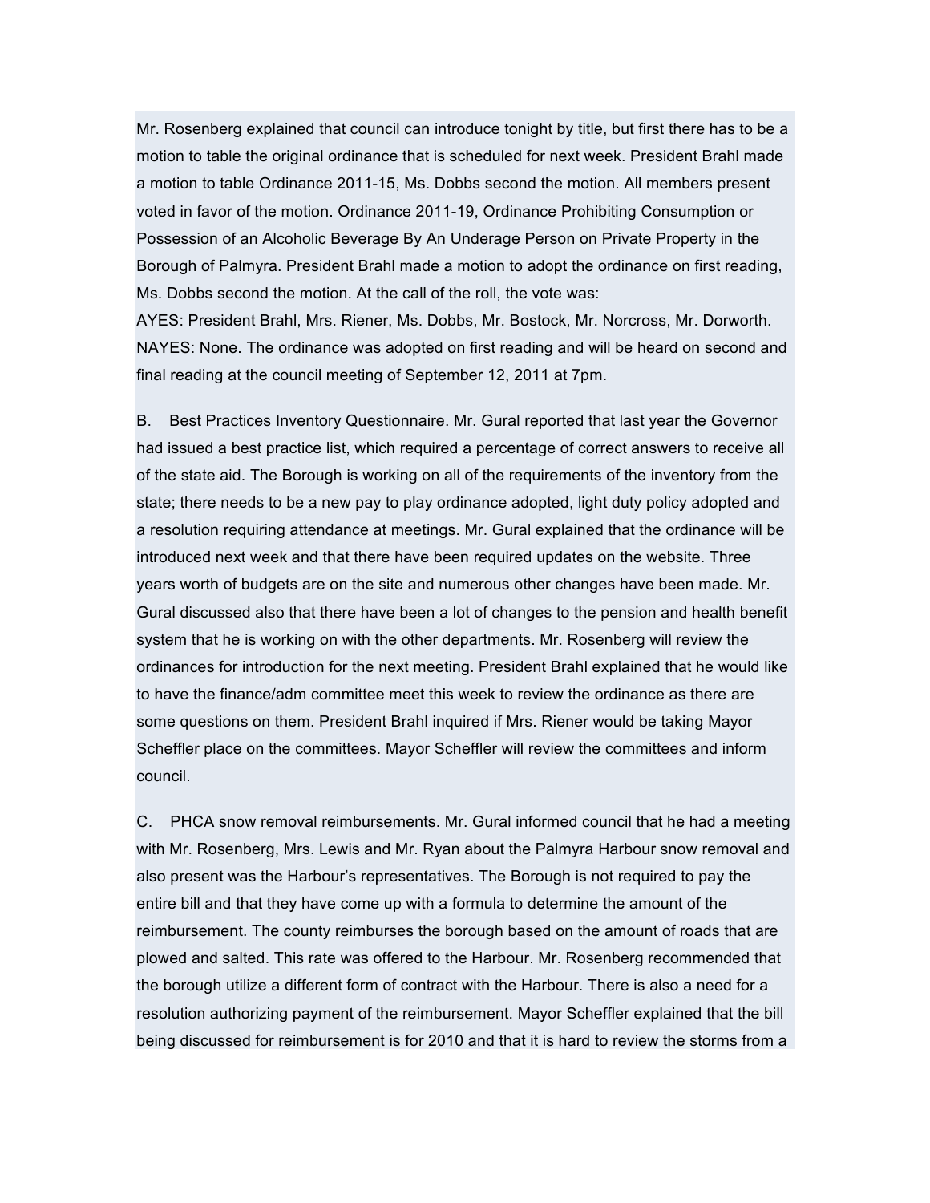Mr. Rosenberg explained that council can introduce tonight by title, but first there has to be a motion to table the original ordinance that is scheduled for next week. President Brahl made a motion to table Ordinance 2011-15, Ms. Dobbs second the motion. All members present voted in favor of the motion. Ordinance 2011-19, Ordinance Prohibiting Consumption or Possession of an Alcoholic Beverage By An Underage Person on Private Property in the Borough of Palmyra. President Brahl made a motion to adopt the ordinance on first reading, Ms. Dobbs second the motion. At the call of the roll, the vote was:
AYES: President Brahl, Mrs. Riener, Ms. Dobbs, Mr. Bostock, Mr. Norcross, Mr. Dorworth.
NAYES: None. The ordinance was adopted on first reading and will be heard on second and final reading at the council meeting of September 12, 2011 at 7pm.

B. Best Practices Inventory Questionnaire. Mr. Gural reported that last year the Governor had issued a best practice list, which required a percentage of correct answers to receive all of the state aid. The Borough is working on all of the requirements of the inventory from the state; there needs to be a new pay to play ordinance adopted, light duty policy adopted and a resolution requiring attendance at meetings. Mr. Gural explained that the ordinance will be introduced next week and that there have been required updates on the website. Three years worth of budgets are on the site and numerous other changes have been made. Mr. Gural discussed also that there have been a lot of changes to the pension and health benefit system that he is working on with the other departments. Mr. Rosenberg will review the ordinances for introduction for the next meeting. President Brahl explained that he would like to have the finance/adm committee meet this week to review the ordinance as there are some questions on them. President Brahl inquired if Mrs. Riener would be taking Mayor Scheffler place on the committees. Mayor Scheffler will review the committees and inform council.

C. PHCA snow removal reimbursements. Mr. Gural informed council that he had a meeting with Mr. Rosenberg, Mrs. Lewis and Mr. Ryan about the Palmyra Harbour snow removal and also present was the Harbour's representatives. The Borough is not required to pay the entire bill and that they have come up with a formula to determine the amount of the reimbursement. The county reimburses the borough based on the amount of roads that are plowed and salted. This rate was offered to the Harbour. Mr. Rosenberg recommended that the borough utilize a different form of contract with the Harbour. There is also a need for a resolution authorizing payment of the reimbursement. Mayor Scheffler explained that the bill being discussed for reimbursement is for 2010 and that it is hard to review the storms from a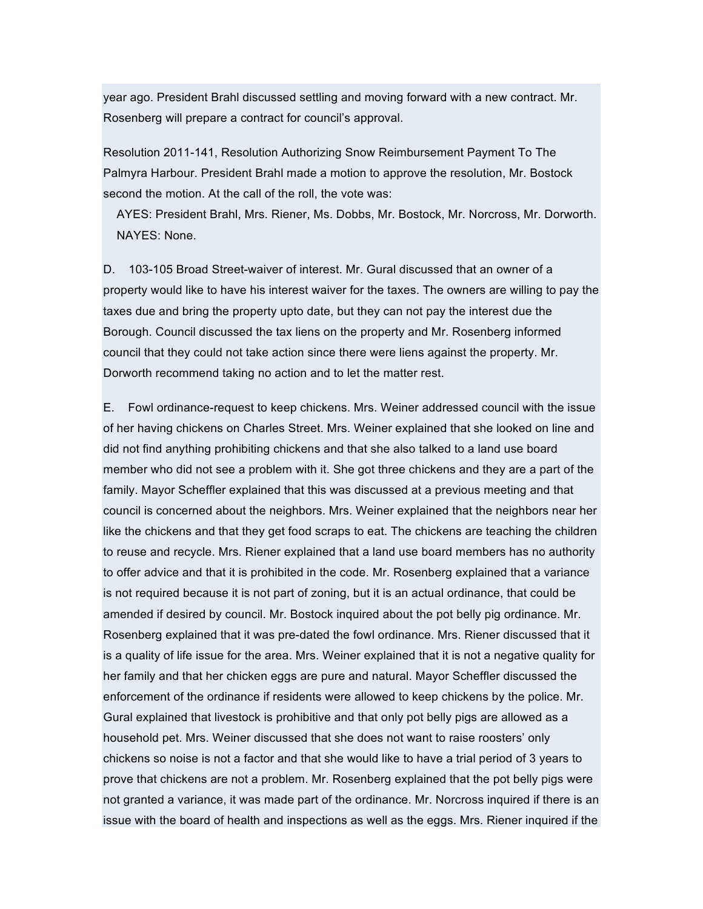year ago. President Brahl discussed settling and moving forward with a new contract. Mr. Rosenberg will prepare a contract for council's approval.

Resolution 2011-141, Resolution Authorizing Snow Reimbursement Payment To The Palmyra Harbour. President Brahl made a motion to approve the resolution, Mr. Bostock second the motion. At the call of the roll, the vote was:

AYES: President Brahl, Mrs. Riener, Ms. Dobbs, Mr. Bostock, Mr. Norcross, Mr. Dorworth.
NAYES: None.

D. 103-105 Broad Street-waiver of interest. Mr. Gural discussed that an owner of a property would like to have his interest waiver for the taxes. The owners are willing to pay the taxes due and bring the property upto date, but they can not pay the interest due the Borough. Council discussed the tax liens on the property and Mr. Rosenberg informed council that they could not take action since there were liens against the property. Mr. Dorworth recommend taking no action and to let the matter rest.

E. Fowl ordinance-request to keep chickens. Mrs. Weiner addressed council with the issue of her having chickens on Charles Street. Mrs. Weiner explained that she looked on line and did not find anything prohibiting chickens and that she also talked to a land use board member who did not see a problem with it. She got three chickens and they are a part of the family. Mayor Scheffler explained that this was discussed at a previous meeting and that council is concerned about the neighbors. Mrs. Weiner explained that the neighbors near her like the chickens and that they get food scraps to eat. The chickens are teaching the children to reuse and recycle. Mrs. Riener explained that a land use board members has no authority to offer advice and that it is prohibited in the code. Mr. Rosenberg explained that a variance is not required because it is not part of zoning, but it is an actual ordinance, that could be amended if desired by council. Mr. Bostock inquired about the pot belly pig ordinance. Mr. Rosenberg explained that it was pre-dated the fowl ordinance. Mrs. Riener discussed that it is a quality of life issue for the area. Mrs. Weiner explained that it is not a negative quality for her family and that her chicken eggs are pure and natural. Mayor Scheffler discussed the enforcement of the ordinance if residents were allowed to keep chickens by the police. Mr. Gural explained that livestock is prohibitive and that only pot belly pigs are allowed as a household pet. Mrs. Weiner discussed that she does not want to raise roosters' only chickens so noise is not a factor and that she would like to have a trial period of 3 years to prove that chickens are not a problem. Mr. Rosenberg explained that the pot belly pigs were not granted a variance, it was made part of the ordinance. Mr. Norcross inquired if there is an issue with the board of health and inspections as well as the eggs. Mrs. Riener inquired if the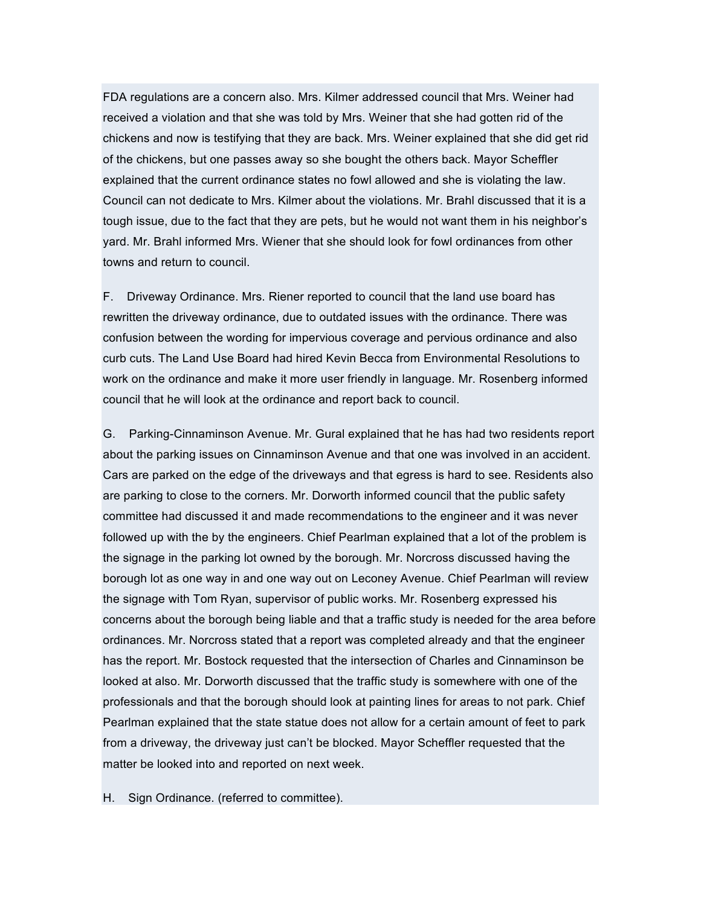FDA regulations are a concern also. Mrs. Kilmer addressed council that Mrs. Weiner had received a violation and that she was told by Mrs. Weiner that she had gotten rid of the chickens and now is testifying that they are back. Mrs. Weiner explained that she did get rid of the chickens, but one passes away so she bought the others back. Mayor Scheffler explained that the current ordinance states no fowl allowed and she is violating the law. Council can not dedicate to Mrs. Kilmer about the violations. Mr. Brahl discussed that it is a tough issue, due to the fact that they are pets, but he would not want them in his neighbor's yard. Mr. Brahl informed Mrs. Wiener that she should look for fowl ordinances from other towns and return to council.

F. Driveway Ordinance. Mrs. Riener reported to council that the land use board has rewritten the driveway ordinance, due to outdated issues with the ordinance. There was confusion between the wording for impervious coverage and pervious ordinance and also curb cuts. The Land Use Board had hired Kevin Becca from Environmental Resolutions to work on the ordinance and make it more user friendly in language. Mr. Rosenberg informed council that he will look at the ordinance and report back to council.

G. Parking-Cinnaminson Avenue. Mr. Gural explained that he has had two residents report about the parking issues on Cinnaminson Avenue and that one was involved in an accident. Cars are parked on the edge of the driveways and that egress is hard to see. Residents also are parking to close to the corners. Mr. Dorworth informed council that the public safety committee had discussed it and made recommendations to the engineer and it was never followed up with the by the engineers. Chief Pearlman explained that a lot of the problem is the signage in the parking lot owned by the borough. Mr. Norcross discussed having the borough lot as one way in and one way out on Leconey Avenue. Chief Pearlman will review the signage with Tom Ryan, supervisor of public works. Mr. Rosenberg expressed his concerns about the borough being liable and that a traffic study is needed for the area before ordinances. Mr. Norcross stated that a report was completed already and that the engineer has the report. Mr. Bostock requested that the intersection of Charles and Cinnaminson be looked at also. Mr. Dorworth discussed that the traffic study is somewhere with one of the professionals and that the borough should look at painting lines for areas to not park. Chief Pearlman explained that the state statue does not allow for a certain amount of feet to park from a driveway, the driveway just can't be blocked. Mayor Scheffler requested that the matter be looked into and reported on next week.

H. Sign Ordinance. (referred to committee).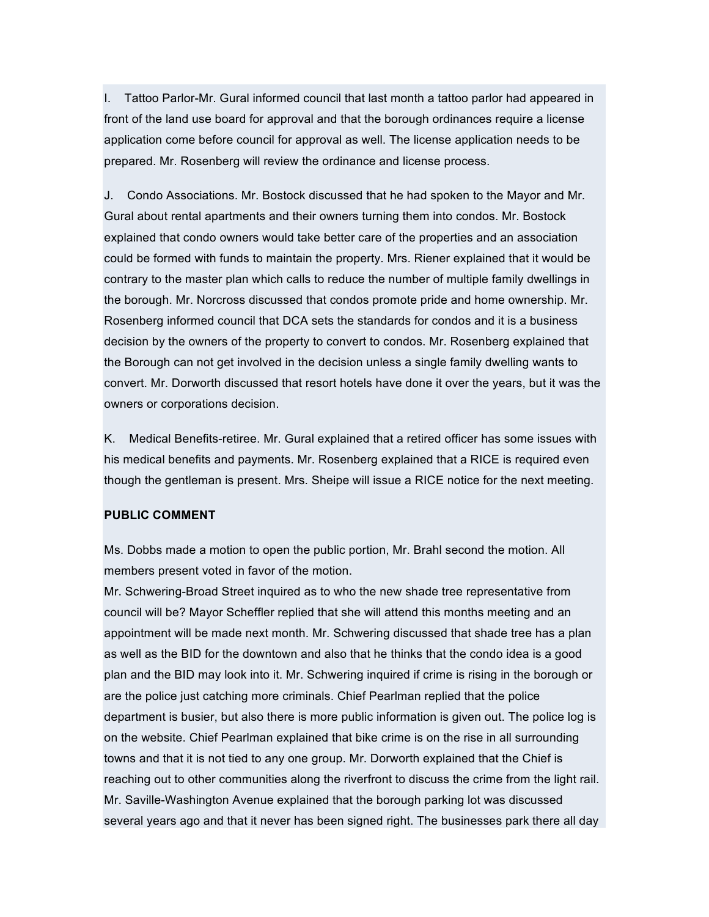I. Tattoo Parlor-Mr. Gural informed council that last month a tattoo parlor had appeared in front of the land use board for approval and that the borough ordinances require a license application come before council for approval as well. The license application needs to be prepared. Mr. Rosenberg will review the ordinance and license process.

J. Condo Associations. Mr. Bostock discussed that he had spoken to the Mayor and Mr. Gural about rental apartments and their owners turning them into condos. Mr. Bostock explained that condo owners would take better care of the properties and an association could be formed with funds to maintain the property. Mrs. Riener explained that it would be contrary to the master plan which calls to reduce the number of multiple family dwellings in the borough. Mr. Norcross discussed that condos promote pride and home ownership. Mr. Rosenberg informed council that DCA sets the standards for condos and it is a business decision by the owners of the property to convert to condos. Mr. Rosenberg explained that the Borough can not get involved in the decision unless a single family dwelling wants to convert. Mr. Dorworth discussed that resort hotels have done it over the years, but it was the owners or corporations decision.

K. Medical Benefits-retiree. Mr. Gural explained that a retired officer has some issues with his medical benefits and payments. Mr. Rosenberg explained that a RICE is required even though the gentleman is present. Mrs. Sheipe will issue a RICE notice for the next meeting.

**PUBLIC COMMENT**

Ms. Dobbs made a motion to open the public portion, Mr. Brahl second the motion. All members present voted in favor of the motion.
Mr. Schwering-Broad Street inquired as to who the new shade tree representative from council will be? Mayor Scheffler replied that she will attend this months meeting and an appointment will be made next month. Mr. Schwering discussed that shade tree has a plan as well as the BID for the downtown and also that he thinks that the condo idea is a good plan and the BID may look into it. Mr. Schwering inquired if crime is rising in the borough or are the police just catching more criminals. Chief Pearlman replied that the police department is busier, but also there is more public information is given out. The police log is on the website. Chief Pearlman explained that bike crime is on the rise in all surrounding towns and that it is not tied to any one group. Mr. Dorworth explained that the Chief is reaching out to other communities along the riverfront to discuss the crime from the light rail. Mr. Saville-Washington Avenue explained that the borough parking lot was discussed several years ago and that it never has been signed right. The businesses park there all day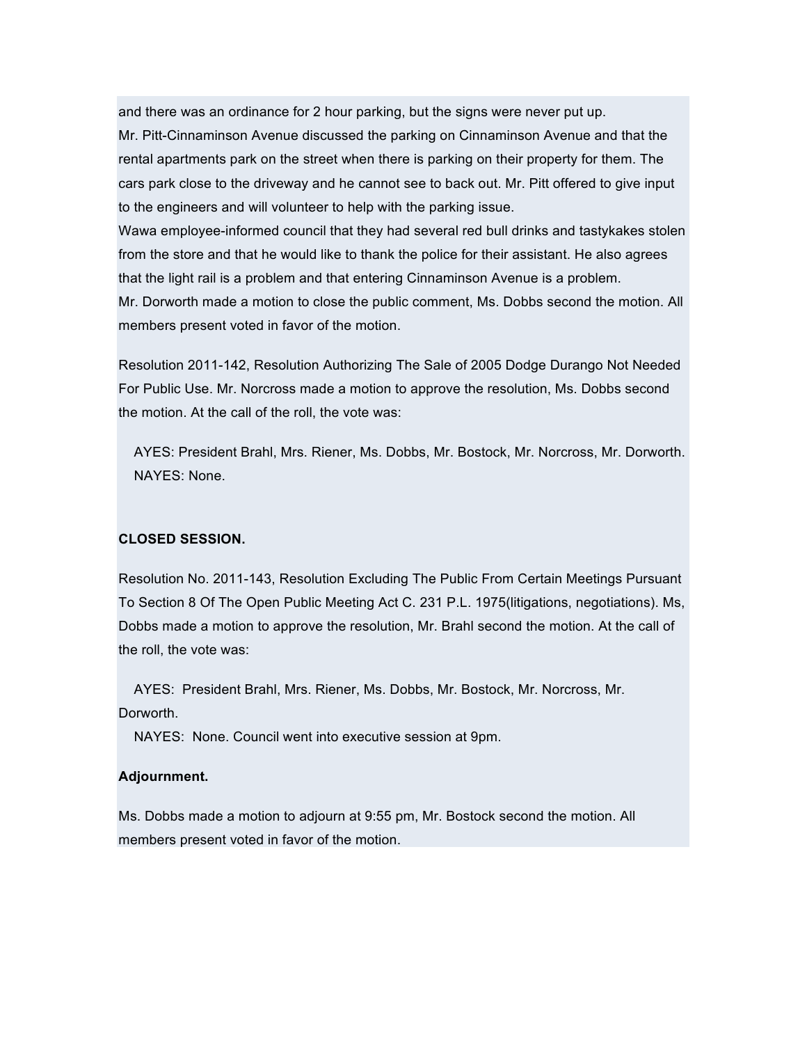and there was an ordinance for 2 hour parking, but the signs were never put up.
Mr. Pitt-Cinnaminson Avenue discussed the parking on Cinnaminson Avenue and that the rental apartments park on the street when there is parking on their property for them. The cars park close to the driveway and he cannot see to back out. Mr. Pitt offered to give input to the engineers and will volunteer to help with the parking issue.
Wawa employee-informed council that they had several red bull drinks and tastykakes stolen from the store and that he would like to thank the police for their assistant. He also agrees that the light rail is a problem and that entering Cinnaminson Avenue is a problem.
Mr. Dorworth made a motion to close the public comment, Ms. Dobbs second the motion. All members present voted in favor of the motion.

Resolution 2011-142, Resolution Authorizing The Sale of 2005 Dodge Durango Not Needed For Public Use. Mr. Norcross made a motion to approve the resolution, Ms. Dobbs second the motion. At the call of the roll, the vote was:

AYES: President Brahl, Mrs. Riener, Ms. Dobbs, Mr. Bostock, Mr. Norcross, Mr. Dorworth.
NAYES: None.

**CLOSED SESSION.**

Resolution No. 2011-143, Resolution Excluding The Public From Certain Meetings Pursuant To Section 8 Of The Open Public Meeting Act C. 231 P.L. 1975(litigations, negotiations). Ms, Dobbs made a motion to approve the resolution, Mr. Brahl second the motion. At the call of the roll, the vote was:

AYES: President Brahl, Mrs. Riener, Ms. Dobbs, Mr. Bostock, Mr. Norcross, Mr. Dorworth.
NAYES: None. Council went into executive session at 9pm.

**Adjournment.**

Ms. Dobbs made a motion to adjourn at 9:55 pm, Mr. Bostock second the motion. All members present voted in favor of the motion.